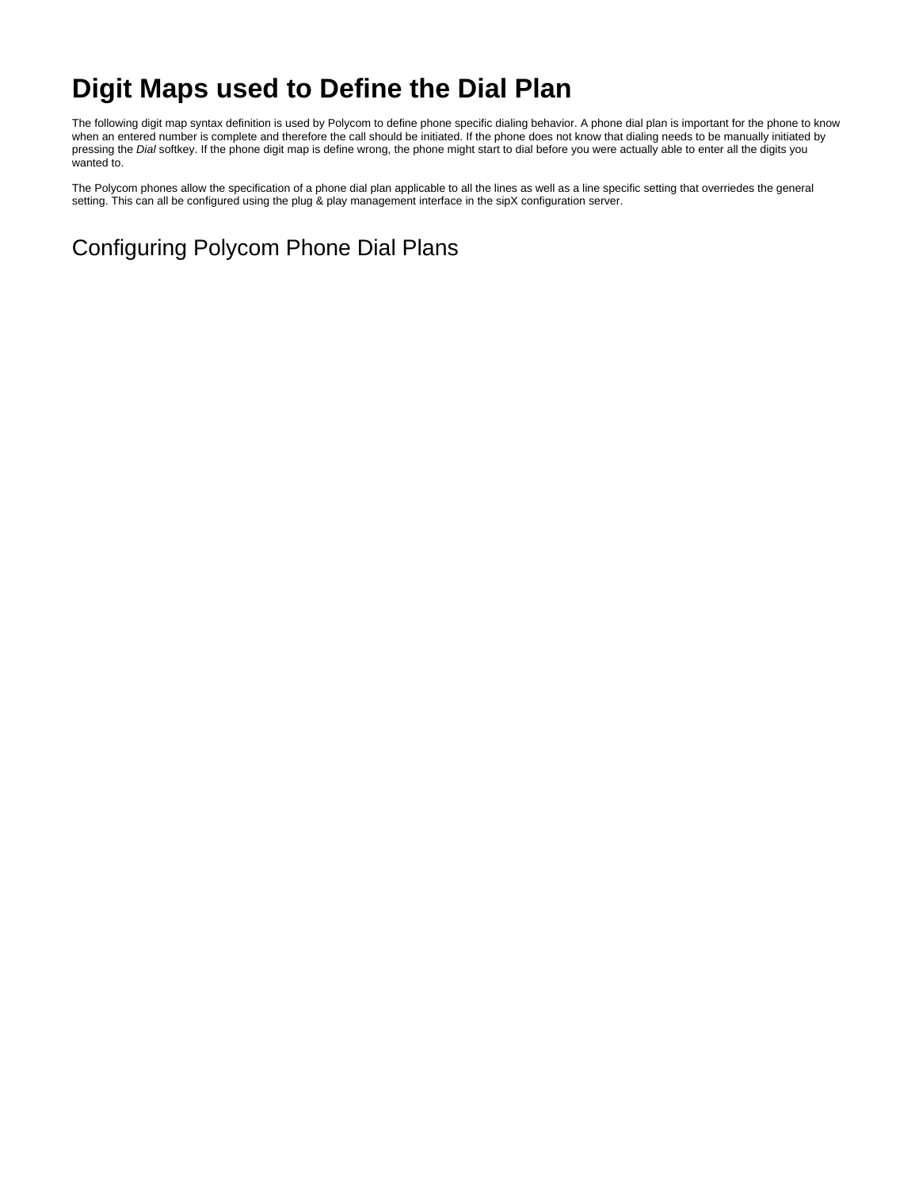# Digit Maps used to Define the Dial Plan

The following digit map syntax definition is used by Polycom to define phone specific dialing behavior. A phone dial plan is important for the phone to know when an entered number is complete and therefore the call should be initiated. If the phone does not know that dialing needs to be manually initiated by pressing the *Dial* softkey. If the phone digit map is define wrong, the phone might start to dial before you were actually able to enter all the digits you wanted to.

The Polycom phones allow the specification of a phone dial plan applicable to all the lines as well as a line specific setting that overriedes the general setting. This can all be configured using the plug & play management interface in the sipX configuration server.

## Configuring Polycom Phone Dial Plans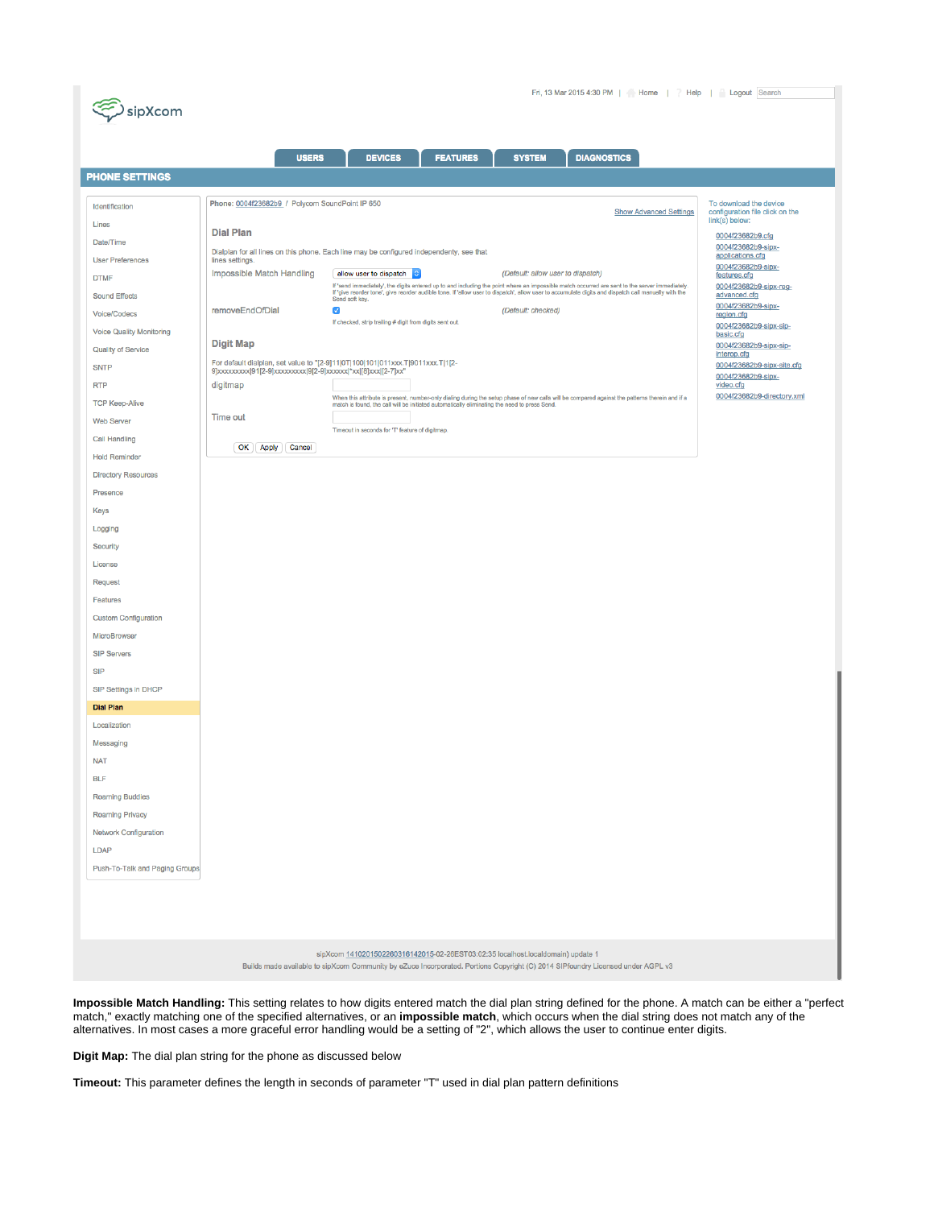Fri, 13 Mar 2015 4:30 PM | Home | Help | Logout | Search

sipXcom

USERS | DEVICES | FEATURES | SYSTEM | DIAGNOSTICS

## PHONE SETTINGS

- Identification
- Lines
- Date/Time
- User Preferences
- DTMF
- Sound Effects
- Voice/Codecs
- Voice Quality Monitoring
- Quality of Service
- SNTP
- RTP
- TCP Keep-Alive
- Web Server
- Call Handling
- Hold Reminder
- Directory Resources
- Presence
- Keys
- Logging
- Security
- License
- Request
- Features
- Custom Configuration
- MicroBrowser
- SIP Servers
- SIP
- SIP Settings in DHCP
- **Dial Plan**
- Localization
- Messaging
- NAT
- BLF
- Roaming Buddies
- Roaming Privacy
- Network Configuration
- LDAP
- Push-To-Talk and Paging Groups

**Phone:** 0004f23682b9 / Polycom SoundPoint IP 650

Show Advanced Settings

### Dial Plan

Dialplan for all lines on this phone. Each line may be configured independently, see that lines settings.

Impossible Match Handling: allow user to dispatch *(Default: allow user to dispatch)*

If 'send immediately', the digits entered up to and including the point where an impossible match occurred are sent to the server immediately. If 'give reorder tone', give reorder audible tone. If 'allow user to dispatch', allow user to accumulate digits and dispatch call manually with the Send soft key.

removeEndOfDial: ☑ *(Default: checked)*

If checked, strip trailing # digit from digits sent out

### Digit Map

For default dialplan, set value to "[2-9]11|0T|100|101|011xxx.T|9011xxx.T|1[2-9]xxxxxxxxx|91[2-9]xxxxxxxxx|[2-9]xxxxxx|9[2-9]xxxxxx|*xx|[8]xxx|[2-7]xx"

digitmap

When this attribute is present, number-only dialing during the setup phase of new calls will be compared against the patterns therein and if a match is found, the call will be initiated automatically eliminating the need to press Send.

Time out

Timeout in seconds for 'T' feature of digitmap

OK | Apply | Cancel

To download the device configuration file click on the link(s) below:

- 0004f23682b9.cfg
- 0004f23682b9-sipx-applications.cfg
- 0004f23682b9-sipx-features.cfg
- 0004f23682b9-sipx-reg-advanced.cfg
- 0004f23682b9-sipx-region.cfg
- 0004f23682b9-sipx-sip-basic.cfg
- 0004f23682b9-sipx-sip-interop.cfg
- 0004f23682b9-sipx-site.cfg
- 0004f23682b9-sipx-video.cfg
- 0004f23682b9-directory.xml

sipXcom 14.10201502260316142015-02-26EST03:02:35 localhost.localdomain) update 1
Builds made available to sipXcom Community by eZuce Incorporated. Portions Copyright (C) 2014 SIPfoundry Licensed under AGPL v3

**Impossible Match Handling:** This setting relates to how digits entered match the dial plan string defined for the phone. A match can be either a "perfect match," exactly matching one of the specified alternatives, or an **impossible match**, which occurs when the dial string does not match any of the alternatives. In most cases a more graceful error handling would be a setting of "2", which allows the user to continue enter digits.

**Digit Map:** The dial plan string for the phone as discussed below

**Timeout:** This parameter defines the length in seconds of parameter "T" used in dial plan pattern definitions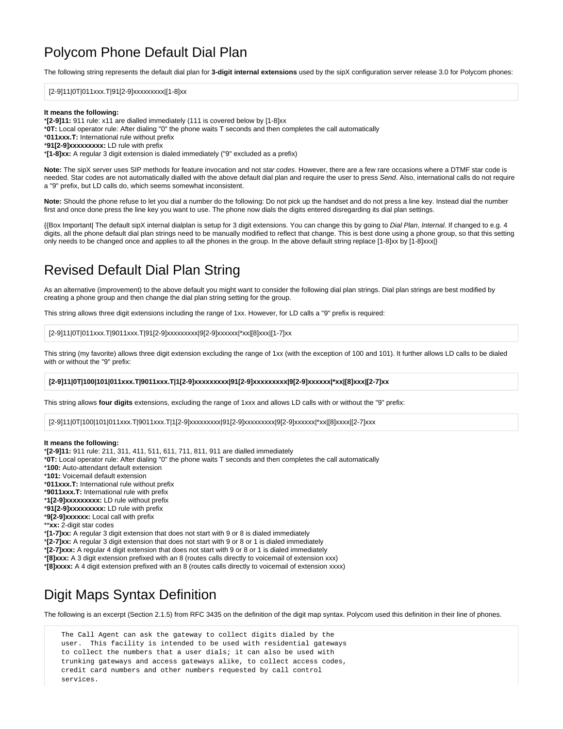# Polycom Phone Default Dial Plan

The following string represents the default dial plan for **3-digit internal extensions** used by the sipX configuration server release 3.0 for Polycom phones:

```
[2-9]11|0T|011xxx.T|91[2-9]xxxxxxxxx|[1-8]xx
```

**It means the following:**

*[2-9]11:** 911 rule: x11 are dialled immediately (111 is covered below by [1-8]xx
***0T:** Local operator rule: After dialing "0" the phone waits T seconds and then completes the call automatically
***011xxx.T:** International rule without prefix
***91[2-9]xxxxxxxxx:** LD rule with prefix
***[1-8]xx:** A regular 3 digit extension is dialed immediately ("9" excluded as a prefix)

**Note:** The sipX server uses SIP methods for feature invocation and not *star codes*. However, there are a few rare occasions where a DTMF star code is needed. Star codes are not automatically dialled with the above default dial plan and require the user to press *Send*. Also, international calls do not require a "9" prefix, but LD calls do, which seems somewhat inconsistent.

**Note:** Should the phone refuse to let you dial a number do the following: Do not pick up the handset and do not press a line key. Instead dial the number first and once done press the line key you want to use. The phone now dials the digits entered disregarding its dial plan settings.

{{Box Important| The default sipX internal dialplan is setup for 3 digit extensions. You can change this by going to *Dial Plan*, *Internal*. If changed to e.g. 4 digits, all the phone default dial plan strings need to be manually modified to reflect that change. This is best done using a phone group, so that this setting only needs to be changed once and applies to all the phones in the group. In the above default string replace [1-8]xx by [1-8]xxx|}

# Revised Default Dial Plan String

As an alternative (improvement) to the above default you might want to consider the following dial plan strings. Dial plan strings are best modified by creating a phone group and then change the dial plan string setting for the group.

This string allows three digit extensions including the range of 1xx. However, for LD calls a "9" prefix is required:

```
[2-9]11|0T|011xxx.T|9011xxx.T|91[2-9]xxxxxxxxx|9[2-9]xxxxxx|*xx|[8]xxx|[1-7]xx
```

This string (my favorite) allows three digit extension excluding the range of 1xx (with the exception of 100 and 101). It further allows LD calls to be dialed with or without the "9" prefix:

```
[2-9]11|0T|100|101|011xxx.T|9011xxx.T|1[2-9]xxxxxxxxx|91[2-9]xxxxxxxxx|9[2-9]xxxxxx|*xx|[8]xxx|[2-7]xx
```

This string allows **four digits** extensions, excluding the range of 1xxx and allows LD calls with or without the "9" prefix:

```
[2-9]11|0T|100|101|011xxx.T|9011xxx.T|1[2-9]xxxxxxxxx|91[2-9]xxxxxxxxx|9[2-9]xxxxxx|*xx|[8]xxxx|[2-7]xxx
```

**It means the following:**

***[2-9]11:** 911 rule: 211, 311, 411, 511, 611, 711, 811, 911 are dialled immediately
***0T:** Local operator rule: After dialing "0" the phone waits T seconds and then completes the call automatically
***100:** Auto-attendant default extension
***101:** Voicemail default extension
***011xxx.T:** International rule without prefix
***9011xxx.T:** International rule with prefix
***1[2-9]xxxxxxxxx:** LD rule without prefix
***91[2-9]xxxxxxxxx:** LD rule with prefix
***9[2-9]xxxxxx:** Local call with prefix
***xx:** 2-digit star codes
***[1-7]xx:** A regular 3 digit extension that does not start with 9 or 8 is dialed immediately
***[2-7]xx:** A regular 3 digit extension that does not start with 9 or 8 or 1 is dialed immediately
***[2-7]xxx:** A regular 4 digit extension that does not start with 9 or 8 or 1 is dialed immediately
***[8]xxx:** A 3 digit extension prefixed with an 8 (routes calls directly to voicemail of extension xxx)
***[8]xxxx:** A 4 digit extension prefixed with an 8 (routes calls directly to voicemail of extension xxxx)

# Digit Maps Syntax Definition

The following is an excerpt (Section 2.1.5) from RFC 3435 on the definition of the digit map syntax. Polycom used this definition in their line of phones.

```
   The Call Agent can ask the gateway to collect digits dialed by the
   user.  This facility is intended to be used with residential gateways
   to collect the numbers that a user dials; it can also be used with
   trunking gateways and access gateways alike, to collect access codes,
   credit card numbers and other numbers requested by call control
   services.
```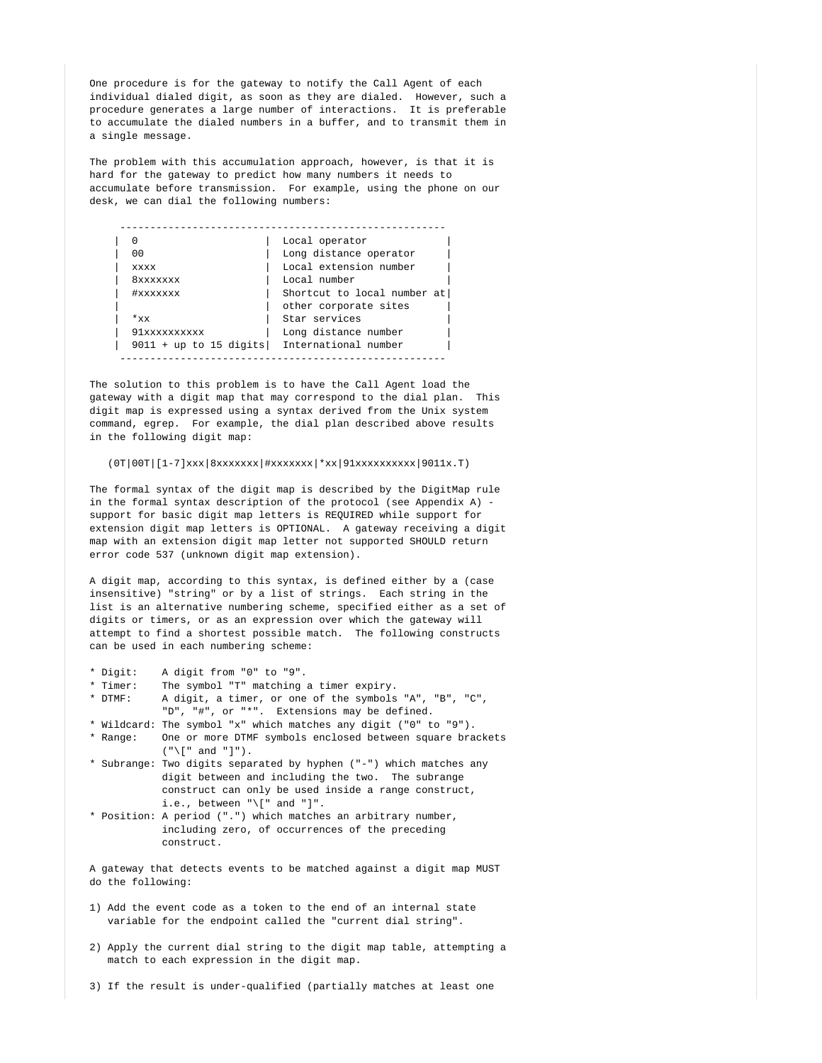One procedure is for the gateway to notify the Call Agent of each individual dialed digit, as soon as they are dialed. However, such a procedure generates a large number of interactions. It is preferable to accumulate the dialed numbers in a buffer, and to transmit them in a single message.

The problem with this accumulation approach, however, is that it is hard for the gateway to predict how many numbers it needs to accumulate before transmission. For example, using the phone on our desk, we can dial the following numbers:

| | |
|---|---|
| 0 | Local operator |
| 00 | Long distance operator |
| xxxx | Local extension number |
| 8xxxxxxx | Local number |
| #xxxxxxx | Shortcut to local number at other corporate sites |
| *xx | Star services |
| 91xxxxxxxxxx | Long distance number |
| 9011 + up to 15 digits | International number |

The solution to this problem is to have the Call Agent load the gateway with a digit map that may correspond to the dial plan. This digit map is expressed using a syntax derived from the Unix system command, egrep. For example, the dial plan described above results in the following digit map:

```
(0T|00T|[1-7]xxx|8xxxxxxx|#xxxxxxx|*xx|91xxxxxxxxxx|9011x.T)
```

The formal syntax of the digit map is described by the DigitMap rule in the formal syntax description of the protocol (see Appendix A) - support for basic digit map letters is REQUIRED while support for extension digit map letters is OPTIONAL. A gateway receiving a digit map with an extension digit map letter not supported SHOULD return error code 537 (unknown digit map extension).

A digit map, according to this syntax, is defined either by a (case insensitive) "string" or by a list of strings. Each string in the list is an alternative numbering scheme, specified either as a set of digits or timers, or as an expression over which the gateway will attempt to find a shortest possible match. The following constructs can be used in each numbering scheme:

* Digit: A digit from "0" to "9".
* Timer: The symbol "T" matching a timer expiry.
* DTMF: A digit, a timer, or one of the symbols "A", "B", "C", "D", "#", or "*". Extensions may be defined.
* Wildcard: The symbol "x" which matches any digit ("0" to "9").
* Range: One or more DTMF symbols enclosed between square brackets ("\[" and "]").
* Subrange: Two digits separated by hyphen ("-") which matches any digit between and including the two. The subrange construct can only be used inside a range construct, i.e., between "\[" and "]".
* Position: A period (".") which matches an arbitrary number, including zero, of occurrences of the preceding construct.

A gateway that detects events to be matched against a digit map MUST do the following:

1) Add the event code as a token to the end of an internal state variable for the endpoint called the "current dial string".

2) Apply the current dial string to the digit map table, attempting a match to each expression in the digit map.

3) If the result is under-qualified (partially matches at least one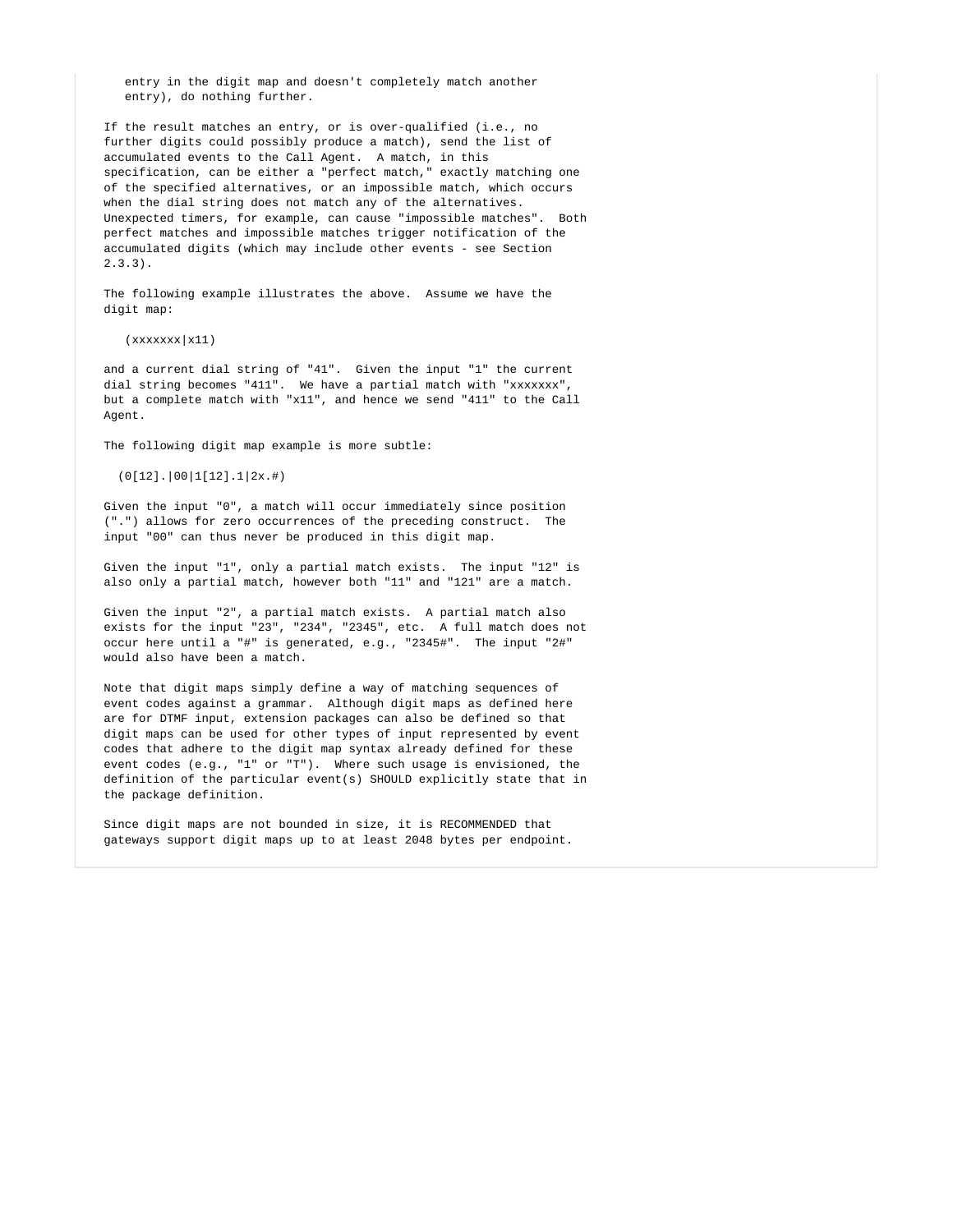entry in the digit map and doesn't completely match another entry), do nothing further.

If the result matches an entry, or is over-qualified (i.e., no further digits could possibly produce a match), send the list of accumulated events to the Call Agent. A match, in this specification, can be either a "perfect match," exactly matching one of the specified alternatives, or an impossible match, which occurs when the dial string does not match any of the alternatives. Unexpected timers, for example, can cause "impossible matches". Both perfect matches and impossible matches trigger notification of the accumulated digits (which may include other events - see Section 2.3.3).

The following example illustrates the above. Assume we have the digit map:

```
(xxxxxxx|x11)
```

and a current dial string of "41". Given the input "1" the current dial string becomes "411". We have a partial match with "xxxxxxx", but a complete match with "x11", and hence we send "411" to the Call Agent.

The following digit map example is more subtle:

```
(0[12].|00|1[12].1|2x.#)
```

Given the input "0", a match will occur immediately since position (".") allows for zero occurrences of the preceding construct. The input "00" can thus never be produced in this digit map.

Given the input "1", only a partial match exists. The input "12" is also only a partial match, however both "11" and "121" are a match.

Given the input "2", a partial match exists. A partial match also exists for the input "23", "234", "2345", etc. A full match does not occur here until a "#" is generated, e.g., "2345#". The input "2#" would also have been a match.

Note that digit maps simply define a way of matching sequences of event codes against a grammar. Although digit maps as defined here are for DTMF input, extension packages can also be defined so that digit maps can be used for other types of input represented by event codes that adhere to the digit map syntax already defined for these event codes (e.g., "1" or "T"). Where such usage is envisioned, the definition of the particular event(s) SHOULD explicitly state that in the package definition.

Since digit maps are not bounded in size, it is RECOMMENDED that gateways support digit maps up to at least 2048 bytes per endpoint.